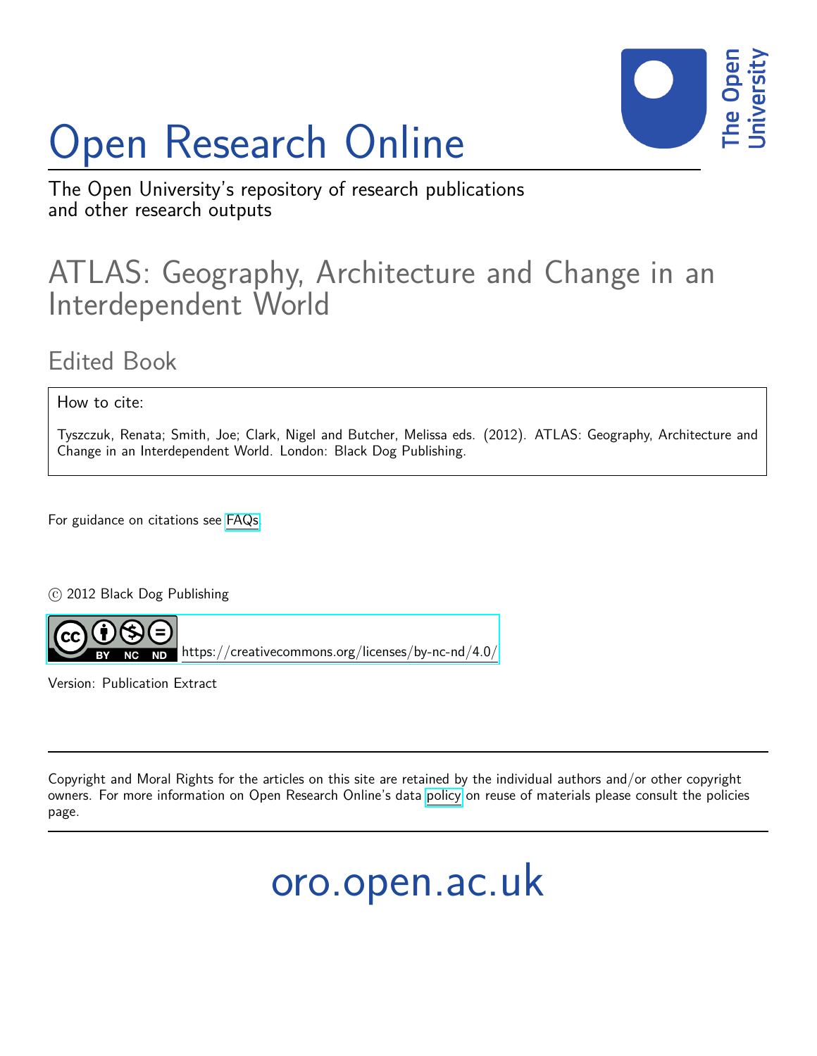# Open Research Online

The Open University's repository of research publications and other research outputs

## ATLAS: Geography, Architecture and Change in an Interdependent World

### Edited Book

How to cite:

Tyszczuk, Renata; Smith, Joe; Clark, Nigel and Butcher, Melissa eds. (2012). ATLAS: Geography, Architecture and Change in an Interdependent World. London: Black Dog Publishing.

For guidance on citations see FAQs.

© 2012 Black Dog Publishing

https://creativecommons.org/licenses/by-nc-nd/4.0/

Version: Publication Extract

---

Copyright and Moral Rights for the articles on this site are retained by the individual authors and/or other copyright owners. For more information on Open Research Online's data policy on reuse of materials please consult the policies page.

---

oro.open.ac.uk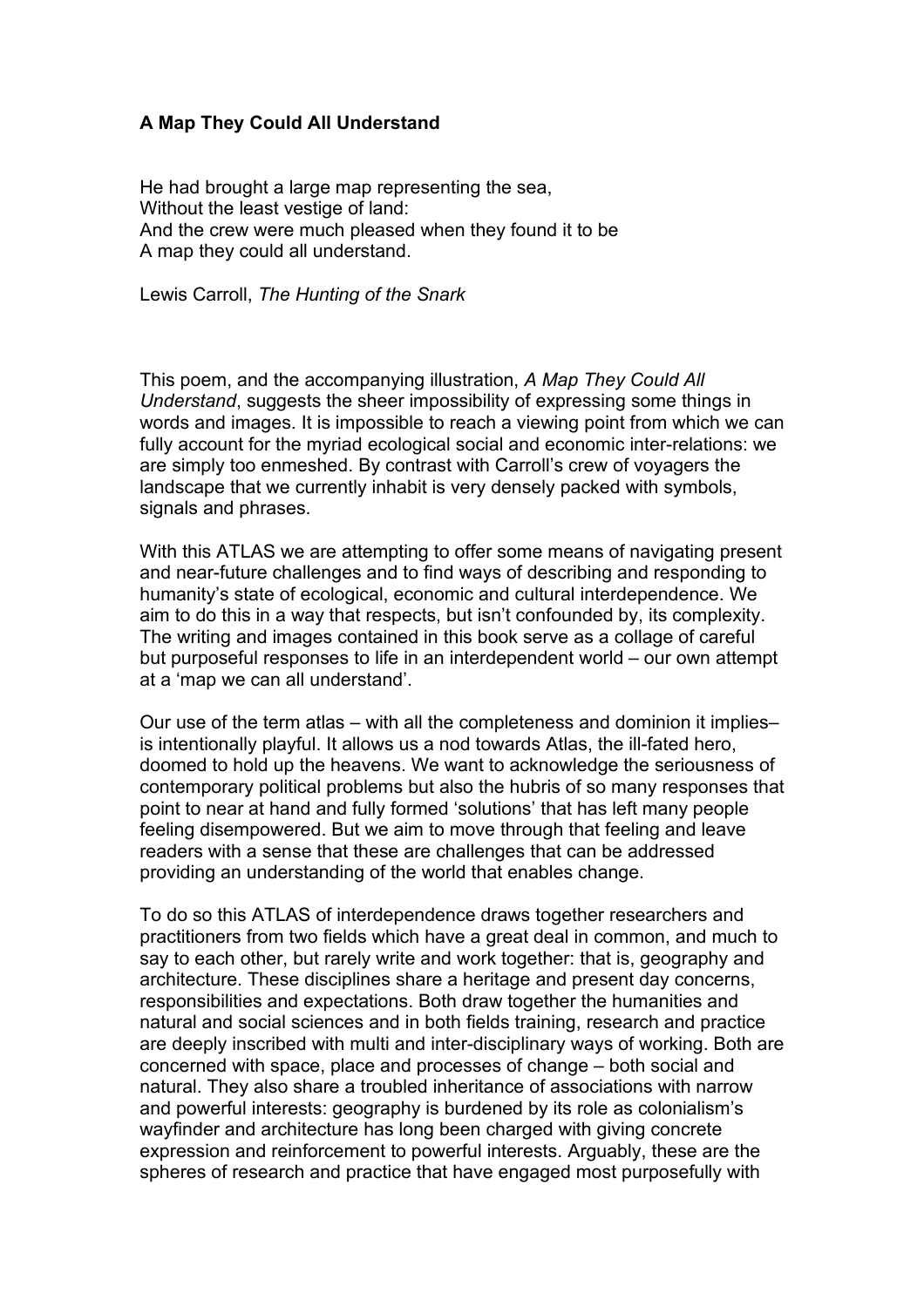**A Map They Could All Understand**

He had brought a large map representing the sea,  
Without the least vestige of land:  
And the crew were much pleased when they found it to be  
A map they could all understand.

Lewis Carroll, *The Hunting of the Snark*

This poem, and the accompanying illustration, *A Map They Could All Understand*, suggests the sheer impossibility of expressing some things in words and images. It is impossible to reach a viewing point from which we can fully account for the myriad ecological social and economic inter-relations: we are simply too enmeshed. By contrast with Carroll's crew of voyagers the landscape that we currently inhabit is very densely packed with symbols, signals and phrases.

With this ATLAS we are attempting to offer some means of navigating present and near-future challenges and to find ways of describing and responding to humanity's state of ecological, economic and cultural interdependence. We aim to do this in a way that respects, but isn't confounded by, its complexity. The writing and images contained in this book serve as a collage of careful but purposeful responses to life in an interdependent world – our own attempt at a 'map we can all understand'.

Our use of the term atlas – with all the completeness and dominion it implies– is intentionally playful. It allows us a nod towards Atlas, the ill-fated hero, doomed to hold up the heavens. We want to acknowledge the seriousness of contemporary political problems but also the hubris of so many responses that point to near at hand and fully formed 'solutions' that has left many people feeling disempowered. But we aim to move through that feeling and leave readers with a sense that these are challenges that can be addressed providing an understanding of the world that enables change.

To do so this ATLAS of interdependence draws together researchers and practitioners from two fields which have a great deal in common, and much to say to each other, but rarely write and work together: that is, geography and architecture. These disciplines share a heritage and present day concerns, responsibilities and expectations. Both draw together the humanities and natural and social sciences and in both fields training, research and practice are deeply inscribed with multi and inter-disciplinary ways of working. Both are concerned with space, place and processes of change – both social and natural. They also share a troubled inheritance of associations with narrow and powerful interests: geography is burdened by its role as colonialism's wayfinder and architecture has long been charged with giving concrete expression and reinforcement to powerful interests. Arguably, these are the spheres of research and practice that have engaged most purposefully with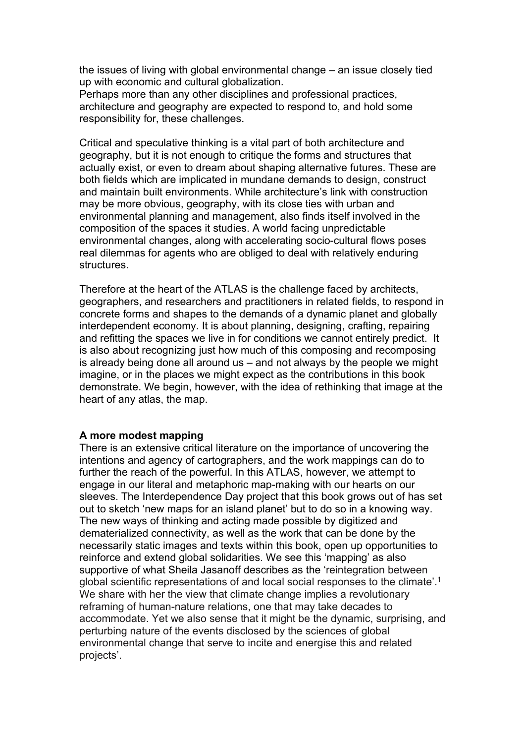the issues of living with global environmental change – an issue closely tied up with economic and cultural globalization.
Perhaps more than any other disciplines and professional practices, architecture and geography are expected to respond to, and hold some responsibility for, these challenges.

Critical and speculative thinking is a vital part of both architecture and geography, but it is not enough to critique the forms and structures that actually exist, or even to dream about shaping alternative futures. These are both fields which are implicated in mundane demands to design, construct and maintain built environments. While architecture's link with construction may be more obvious, geography, with its close ties with urban and environmental planning and management, also finds itself involved in the composition of the spaces it studies. A world facing unpredictable environmental changes, along with accelerating socio-cultural flows poses real dilemmas for agents who are obliged to deal with relatively enduring structures.

Therefore at the heart of the ATLAS is the challenge faced by architects, geographers, and researchers and practitioners in related fields, to respond in concrete forms and shapes to the demands of a dynamic planet and globally interdependent economy. It is about planning, designing, crafting, repairing and refitting the spaces we live in for conditions we cannot entirely predict. It is also about recognizing just how much of this composing and recomposing is already being done all around us – and not always by the people we might imagine, or in the places we might expect as the contributions in this book demonstrate. We begin, however, with the idea of rethinking that image at the heart of any atlas, the map.

**A more modest mapping**

There is an extensive critical literature on the importance of uncovering the intentions and agency of cartographers, and the work mappings can do to further the reach of the powerful. In this ATLAS, however, we attempt to engage in our literal and metaphoric map-making with our hearts on our sleeves. The Interdependence Day project that this book grows out of has set out to sketch 'new maps for an island planet' but to do so in a knowing way. The new ways of thinking and acting made possible by digitized and dematerialized connectivity, as well as the work that can be done by the necessarily static images and texts within this book, open up opportunities to reinforce and extend global solidarities. We see this 'mapping' as also supportive of what Sheila Jasanoff describes as the 'reintegration between global scientific representations of and local social responses to the climate'.[1] We share with her the view that climate change implies a revolutionary reframing of human-nature relations, one that may take decades to accommodate. Yet we also sense that it might be the dynamic, surprising, and perturbing nature of the events disclosed by the sciences of global environmental change that serve to incite and energise this and related projects'.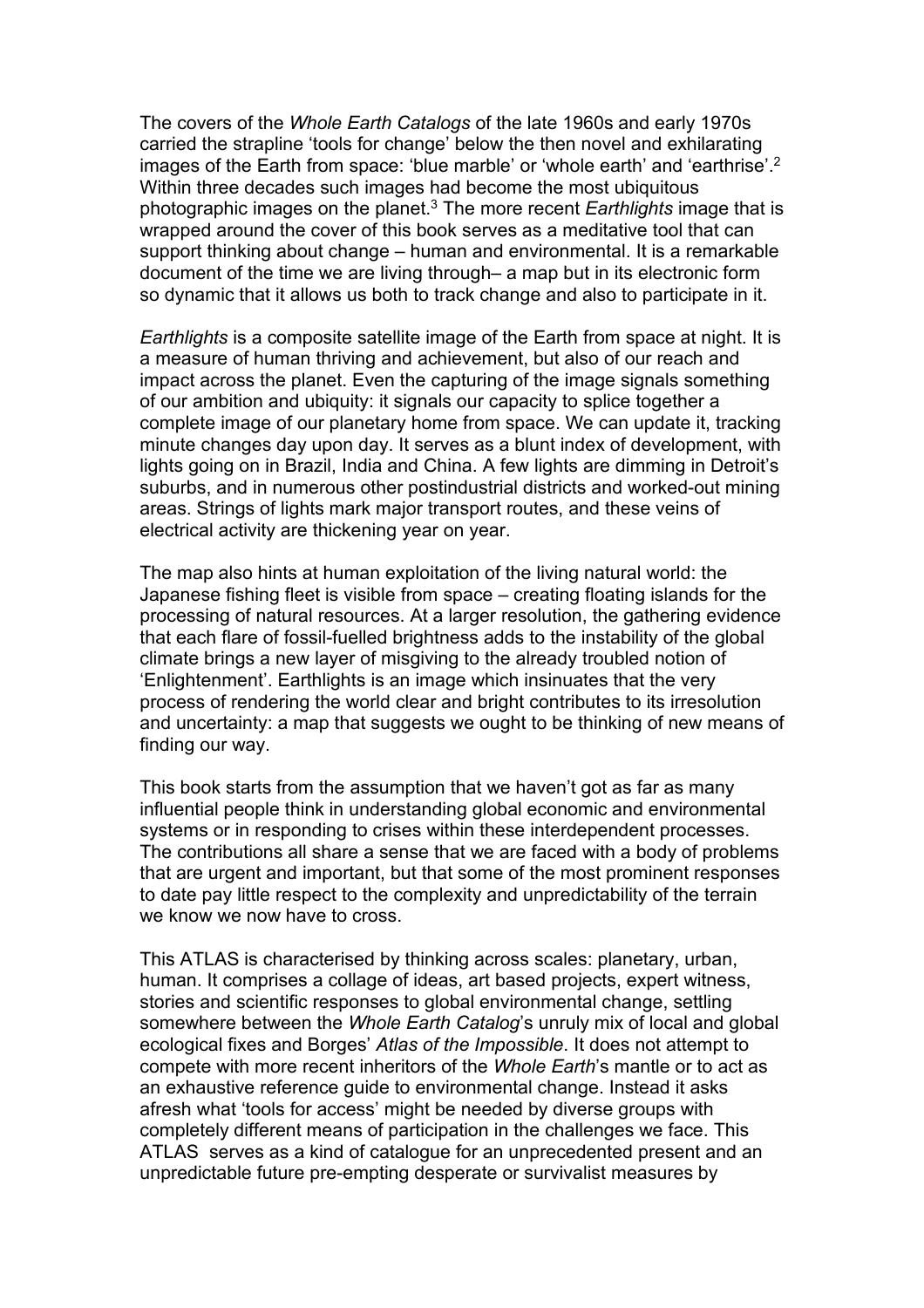The covers of the *Whole Earth Catalogs* of the late 1960s and early 1970s carried the strapline 'tools for change' below the then novel and exhilarating images of the Earth from space: 'blue marble' or 'whole earth' and 'earthrise'.[2] Within three decades such images had become the most ubiquitous photographic images on the planet.[3] The more recent *Earthlights* image that is wrapped around the cover of this book serves as a meditative tool that can support thinking about change – human and environmental. It is a remarkable document of the time we are living through– a map but in its electronic form so dynamic that it allows us both to track change and also to participate in it.

*Earthlights* is a composite satellite image of the Earth from space at night. It is a measure of human thriving and achievement, but also of our reach and impact across the planet. Even the capturing of the image signals something of our ambition and ubiquity: it signals our capacity to splice together a complete image of our planetary home from space. We can update it, tracking minute changes day upon day. It serves as a blunt index of development, with lights going on in Brazil, India and China. A few lights are dimming in Detroit's suburbs, and in numerous other postindustrial districts and worked-out mining areas. Strings of lights mark major transport routes, and these veins of electrical activity are thickening year on year.

The map also hints at human exploitation of the living natural world: the Japanese fishing fleet is visible from space – creating floating islands for the processing of natural resources. At a larger resolution, the gathering evidence that each flare of fossil-fuelled brightness adds to the instability of the global climate brings a new layer of misgiving to the already troubled notion of 'Enlightenment'. Earthlights is an image which insinuates that the very process of rendering the world clear and bright contributes to its irresolution and uncertainty: a map that suggests we ought to be thinking of new means of finding our way.

This book starts from the assumption that we haven't got as far as many influential people think in understanding global economic and environmental systems or in responding to crises within these interdependent processes. The contributions all share a sense that we are faced with a body of problems that are urgent and important, but that some of the most prominent responses to date pay little respect to the complexity and unpredictability of the terrain we know we now have to cross.

This ATLAS is characterised by thinking across scales: planetary, urban, human. It comprises a collage of ideas, art based projects, expert witness, stories and scientific responses to global environmental change, settling somewhere between the *Whole Earth Catalog*'s unruly mix of local and global ecological fixes and Borges' *Atlas of the Impossible*. It does not attempt to compete with more recent inheritors of the *Whole Earth*'s mantle or to act as an exhaustive reference guide to environmental change. Instead it asks afresh what 'tools for access' might be needed by diverse groups with completely different means of participation in the challenges we face. This ATLAS serves as a kind of catalogue for an unprecedented present and an unpredictable future pre-empting desperate or survivalist measures by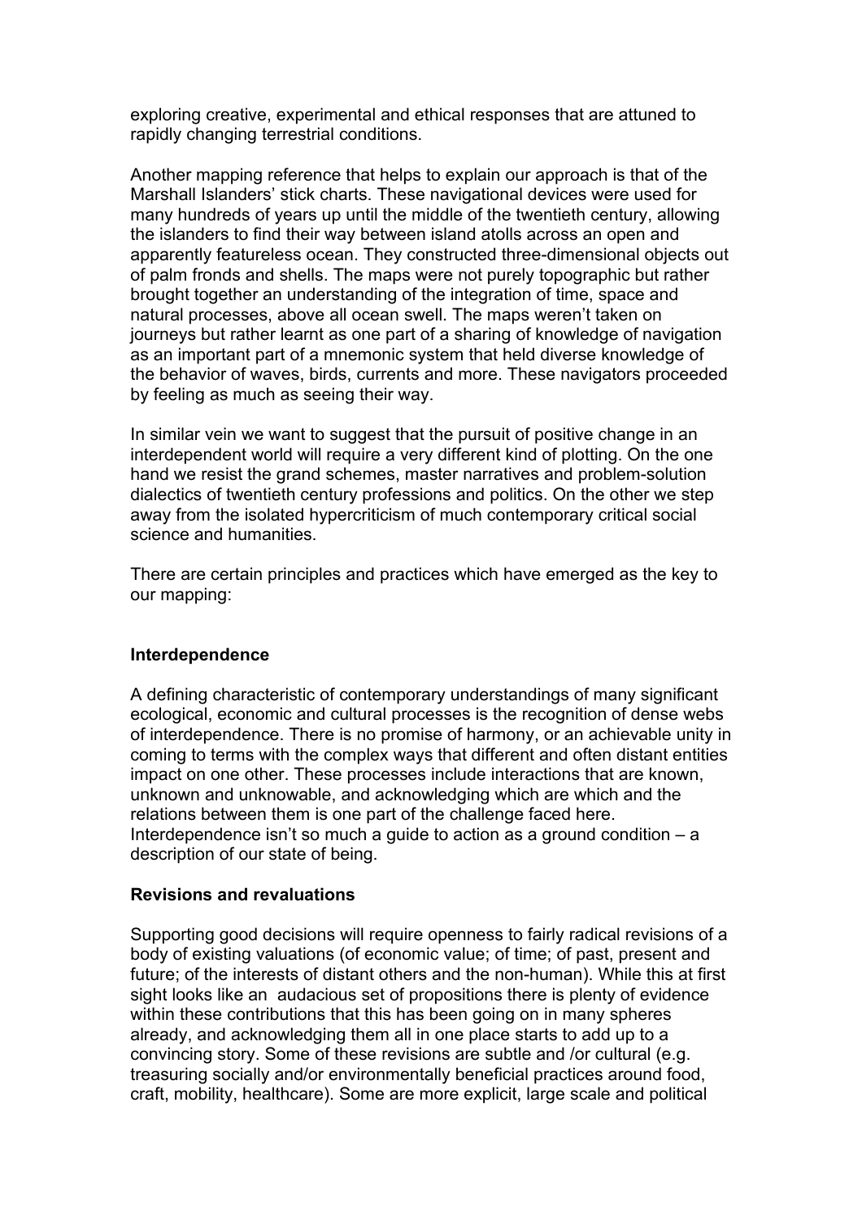exploring creative, experimental and ethical responses that are attuned to rapidly changing terrestrial conditions.

Another mapping reference that helps to explain our approach is that of the Marshall Islanders' stick charts. These navigational devices were used for many hundreds of years up until the middle of the twentieth century, allowing the islanders to find their way between island atolls across an open and apparently featureless ocean. They constructed three-dimensional objects out of palm fronds and shells. The maps were not purely topographic but rather brought together an understanding of the integration of time, space and natural processes, above all ocean swell. The maps weren't taken on journeys but rather learnt as one part of a sharing of knowledge of navigation as an important part of a mnemonic system that held diverse knowledge of the behavior of waves, birds, currents and more. These navigators proceeded by feeling as much as seeing their way.

In similar vein we want to suggest that the pursuit of positive change in an interdependent world will require a very different kind of plotting. On the one hand we resist the grand schemes, master narratives and problem-solution dialectics of twentieth century professions and politics. On the other we step away from the isolated hypercriticism of much contemporary critical social science and humanities.

There are certain principles and practices which have emerged as the key to our mapping:

**Interdependence**

A defining characteristic of contemporary understandings of many significant ecological, economic and cultural processes is the recognition of dense webs of interdependence. There is no promise of harmony, or an achievable unity in coming to terms with the complex ways that different and often distant entities impact on one other. These processes include interactions that are known, unknown and unknowable, and acknowledging which are which and the relations between them is one part of the challenge faced here. Interdependence isn't so much a guide to action as a ground condition – a description of our state of being.

**Revisions and revaluations**

Supporting good decisions will require openness to fairly radical revisions of a body of existing valuations (of economic value; of time; of past, present and future; of the interests of distant others and the non-human). While this at first sight looks like an audacious set of propositions there is plenty of evidence within these contributions that this has been going on in many spheres already, and acknowledging them all in one place starts to add up to a convincing story. Some of these revisions are subtle and /or cultural (e.g. treasuring socially and/or environmentally beneficial practices around food, craft, mobility, healthcare). Some are more explicit, large scale and political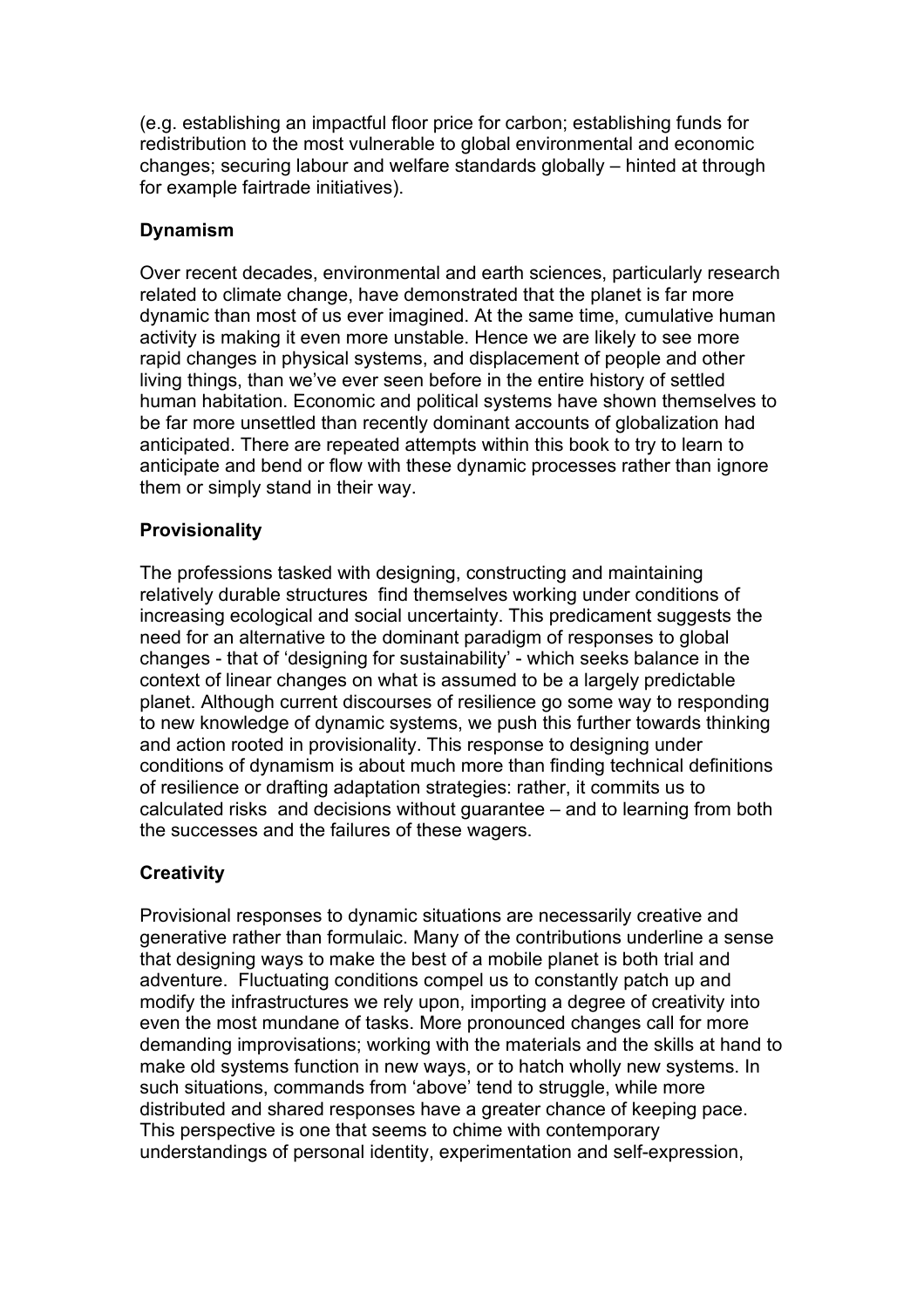(e.g. establishing an impactful floor price for carbon; establishing funds for redistribution to the most vulnerable to global environmental and economic changes; securing labour and welfare standards globally – hinted at through for example fairtrade initiatives).

**Dynamism**

Over recent decades, environmental and earth sciences, particularly research related to climate change, have demonstrated that the planet is far more dynamic than most of us ever imagined. At the same time, cumulative human activity is making it even more unstable. Hence we are likely to see more rapid changes in physical systems, and displacement of people and other living things, than we've ever seen before in the entire history of settled human habitation. Economic and political systems have shown themselves to be far more unsettled than recently dominant accounts of globalization had anticipated. There are repeated attempts within this book to try to learn to anticipate and bend or flow with these dynamic processes rather than ignore them or simply stand in their way.

**Provisionality**

The professions tasked with designing, constructing and maintaining relatively durable structures find themselves working under conditions of increasing ecological and social uncertainty. This predicament suggests the need for an alternative to the dominant paradigm of responses to global changes - that of 'designing for sustainability' - which seeks balance in the context of linear changes on what is assumed to be a largely predictable planet. Although current discourses of resilience go some way to responding to new knowledge of dynamic systems, we push this further towards thinking and action rooted in provisionality. This response to designing under conditions of dynamism is about much more than finding technical definitions of resilience or drafting adaptation strategies: rather, it commits us to calculated risks and decisions without guarantee – and to learning from both the successes and the failures of these wagers.

**Creativity**

Provisional responses to dynamic situations are necessarily creative and generative rather than formulaic. Many of the contributions underline a sense that designing ways to make the best of a mobile planet is both trial and adventure. Fluctuating conditions compel us to constantly patch up and modify the infrastructures we rely upon, importing a degree of creativity into even the most mundane of tasks. More pronounced changes call for more demanding improvisations; working with the materials and the skills at hand to make old systems function in new ways, or to hatch wholly new systems. In such situations, commands from 'above' tend to struggle, while more distributed and shared responses have a greater chance of keeping pace. This perspective is one that seems to chime with contemporary understandings of personal identity, experimentation and self-expression,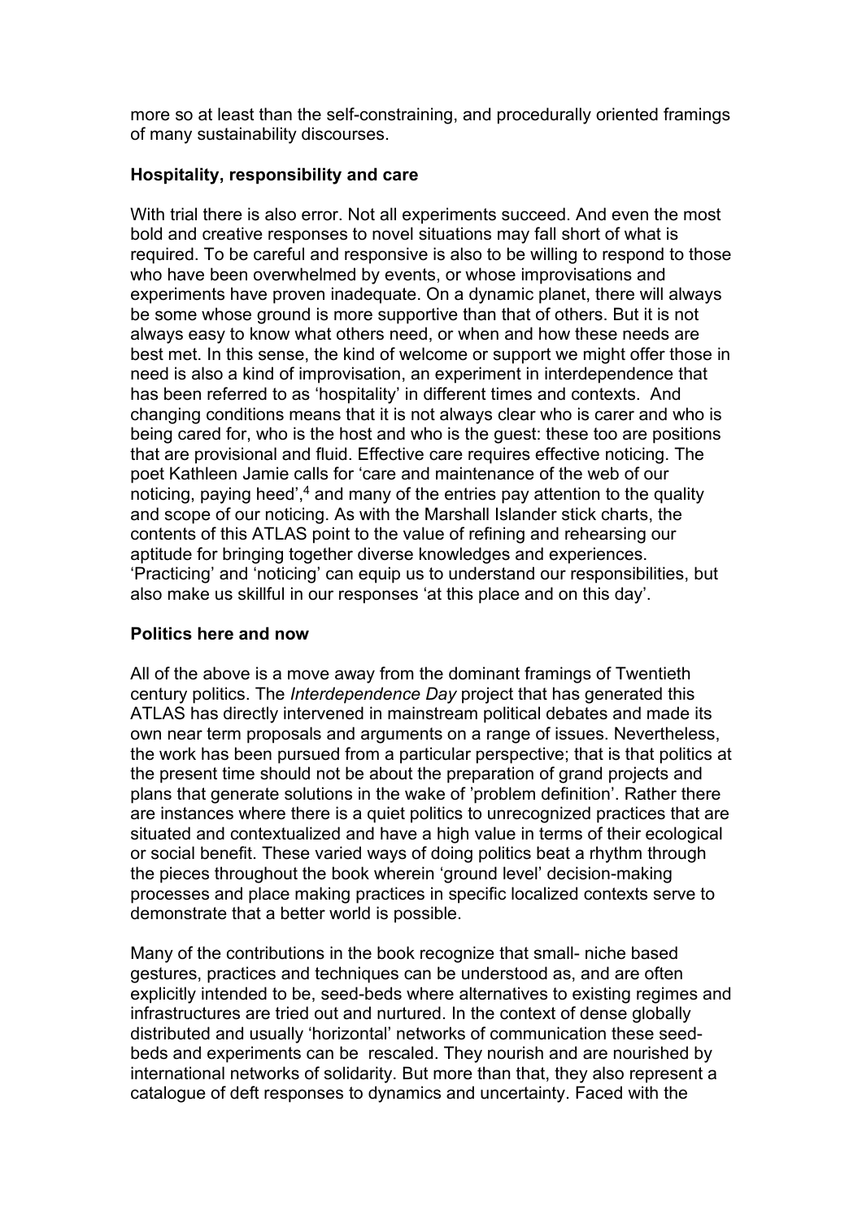more so at least than the self-constraining, and procedurally oriented framings of many sustainability discourses.

**Hospitality, responsibility and care**

With trial there is also error. Not all experiments succeed. And even the most bold and creative responses to novel situations may fall short of what is required. To be careful and responsive is also to be willing to respond to those who have been overwhelmed by events, or whose improvisations and experiments have proven inadequate. On a dynamic planet, there will always be some whose ground is more supportive than that of others. But it is not always easy to know what others need, or when and how these needs are best met. In this sense, the kind of welcome or support we might offer those in need is also a kind of improvisation, an experiment in interdependence that has been referred to as 'hospitality' in different times and contexts. And changing conditions means that it is not always clear who is carer and who is being cared for, who is the host and who is the guest: these too are positions that are provisional and fluid. Effective care requires effective noticing. The poet Kathleen Jamie calls for 'care and maintenance of the web of our noticing, paying heed',[4] and many of the entries pay attention to the quality and scope of our noticing. As with the Marshall Islander stick charts, the contents of this ATLAS point to the value of refining and rehearsing our aptitude for bringing together diverse knowledges and experiences. 'Practicing' and 'noticing' can equip us to understand our responsibilities, but also make us skillful in our responses 'at this place and on this day'.

**Politics here and now**

All of the above is a move away from the dominant framings of Twentieth century politics. The *Interdependence Day* project that has generated this ATLAS has directly intervened in mainstream political debates and made its own near term proposals and arguments on a range of issues. Nevertheless, the work has been pursued from a particular perspective; that is that politics at the present time should not be about the preparation of grand projects and plans that generate solutions in the wake of 'problem definition'. Rather there are instances where there is a quiet politics to unrecognized practices that are situated and contextualized and have a high value in terms of their ecological or social benefit. These varied ways of doing politics beat a rhythm through the pieces throughout the book wherein 'ground level' decision-making processes and place making practices in specific localized contexts serve to demonstrate that a better world is possible.

Many of the contributions in the book recognize that small- niche based gestures, practices and techniques can be understood as, and are often explicitly intended to be, seed-beds where alternatives to existing regimes and infrastructures are tried out and nurtured. In the context of dense globally distributed and usually 'horizontal' networks of communication these seed-beds and experiments can be rescaled. They nourish and are nourished by international networks of solidarity. But more than that, they also represent a catalogue of deft responses to dynamics and uncertainty. Faced with the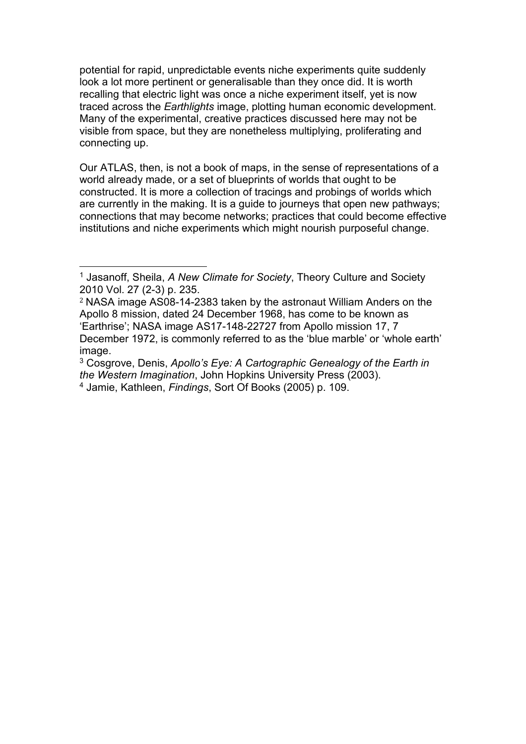potential for rapid, unpredictable events niche experiments quite suddenly look a lot more pertinent or generalisable than they once did. It is worth recalling that electric light was once a niche experiment itself, yet is now traced across the *Earthlights* image, plotting human economic development. Many of the experimental, creative practices discussed here may not be visible from space, but they are nonetheless multiplying, proliferating and connecting up.

Our ATLAS, then, is not a book of maps, in the sense of representations of a world already made, or a set of blueprints of worlds that ought to be constructed. It is more a collection of tracings and probings of worlds which are currently in the making. It is a guide to journeys that open new pathways; connections that may become networks; practices that could become effective institutions and niche experiments which might nourish purposeful change.

---

[1] Jasanoff, Sheila, *A New Climate for Society*, Theory Culture and Society 2010 Vol. 27 (2-3) p. 235.

[2] NASA image AS08-14-2383 taken by the astronaut William Anders on the Apollo 8 mission, dated 24 December 1968, has come to be known as 'Earthrise'; NASA image AS17-148-22727 from Apollo mission 17, 7 December 1972, is commonly referred to as the 'blue marble' or 'whole earth' image.

[3] Cosgrove, Denis, *Apollo's Eye: A Cartographic Genealogy of the Earth in the Western Imagination*, John Hopkins University Press (2003).

[4] Jamie, Kathleen, *Findings*, Sort Of Books (2005) p. 109.